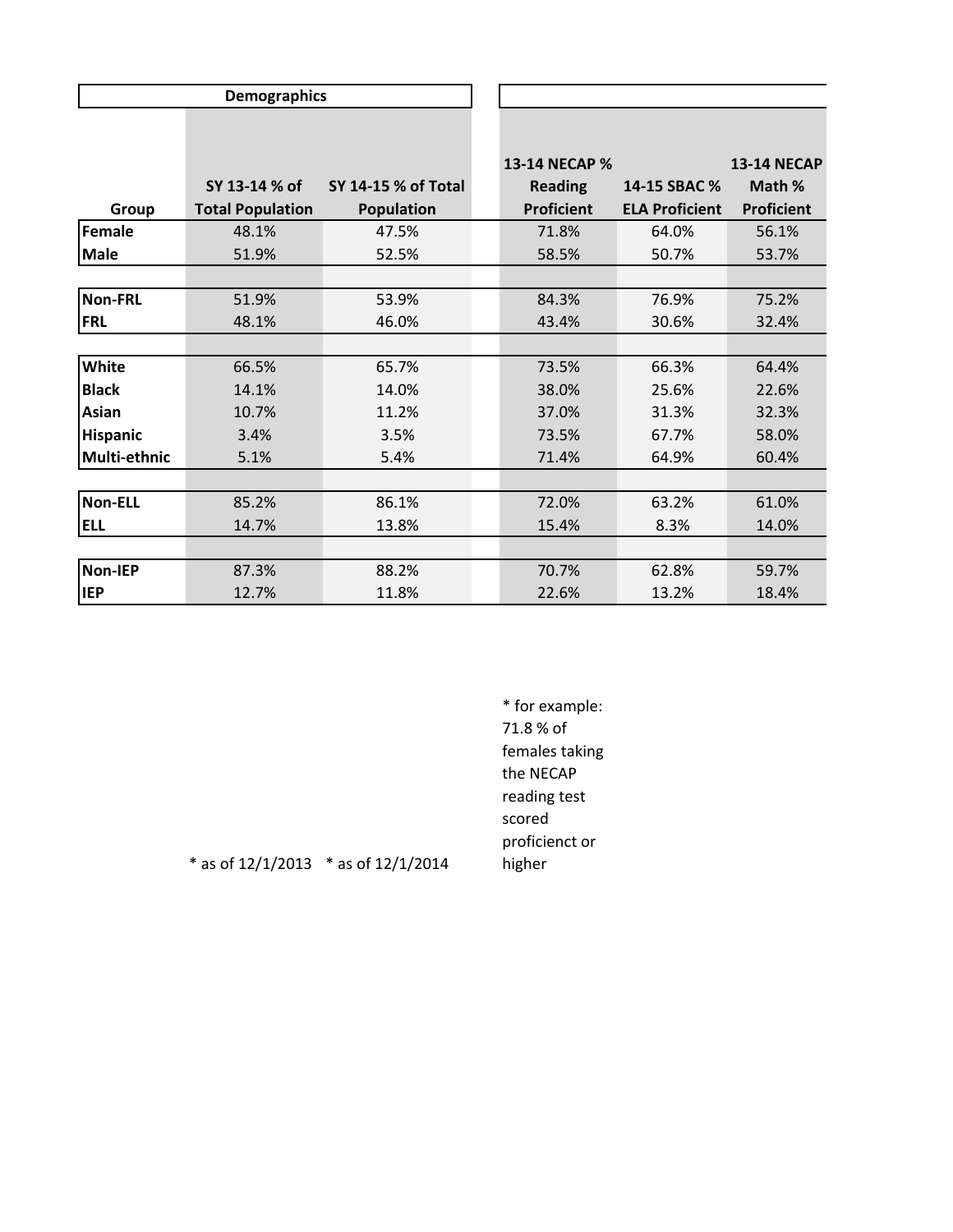| Group | Demographics | | | | |
|---|---|---|---|---|---|
| | **SY 13-14 % of Total Population** | **SY 14-15 % of Total Population** | **13-14 NECAP % Reading Proficient** | **14-15 SBAC % ELA Proficient** | **13-14 NECAP Math % Proficient** |
| **Female** | 48.1% | 47.5% | 71.8% | 64.0% | 56.1% |
| **Male** | 51.9% | 52.5% | 58.5% | 50.7% | 53.7% |
| | | | | | |
| **Non-FRL** | 51.9% | 53.9% | 84.3% | 76.9% | 75.2% |
| **FRL** | 48.1% | 46.0% | 43.4% | 30.6% | 32.4% |
| | | | | | |
| **White** | 66.5% | 65.7% | 73.5% | 66.3% | 64.4% |
| **Black** | 14.1% | 14.0% | 38.0% | 25.6% | 22.6% |
| **Asian** | 10.7% | 11.2% | 37.0% | 31.3% | 32.3% |
| **Hispanic** | 3.4% | 3.5% | 73.5% | 67.7% | 58.0% |
| **Multi-ethnic** | 5.1% | 5.4% | 71.4% | 64.9% | 60.4% |
| | | | | | |
| **Non-ELL** | 85.2% | 86.1% | 72.0% | 63.2% | 61.0% |
| **ELL** | 14.7% | 13.8% | 15.4% | 8.3% | 14.0% |
| | | | | | |
| **Non-IEP** | 87.3% | 88.2% | 70.7% | 62.8% | 59.7% |
| **IEP** | 12.7% | 11.8% | 22.6% | 13.2% | 18.4% |

* as of 12/1/2013 * as of 12/1/2014

* for example: 71.8 % of females taking the NECAP reading test scored proficienct or higher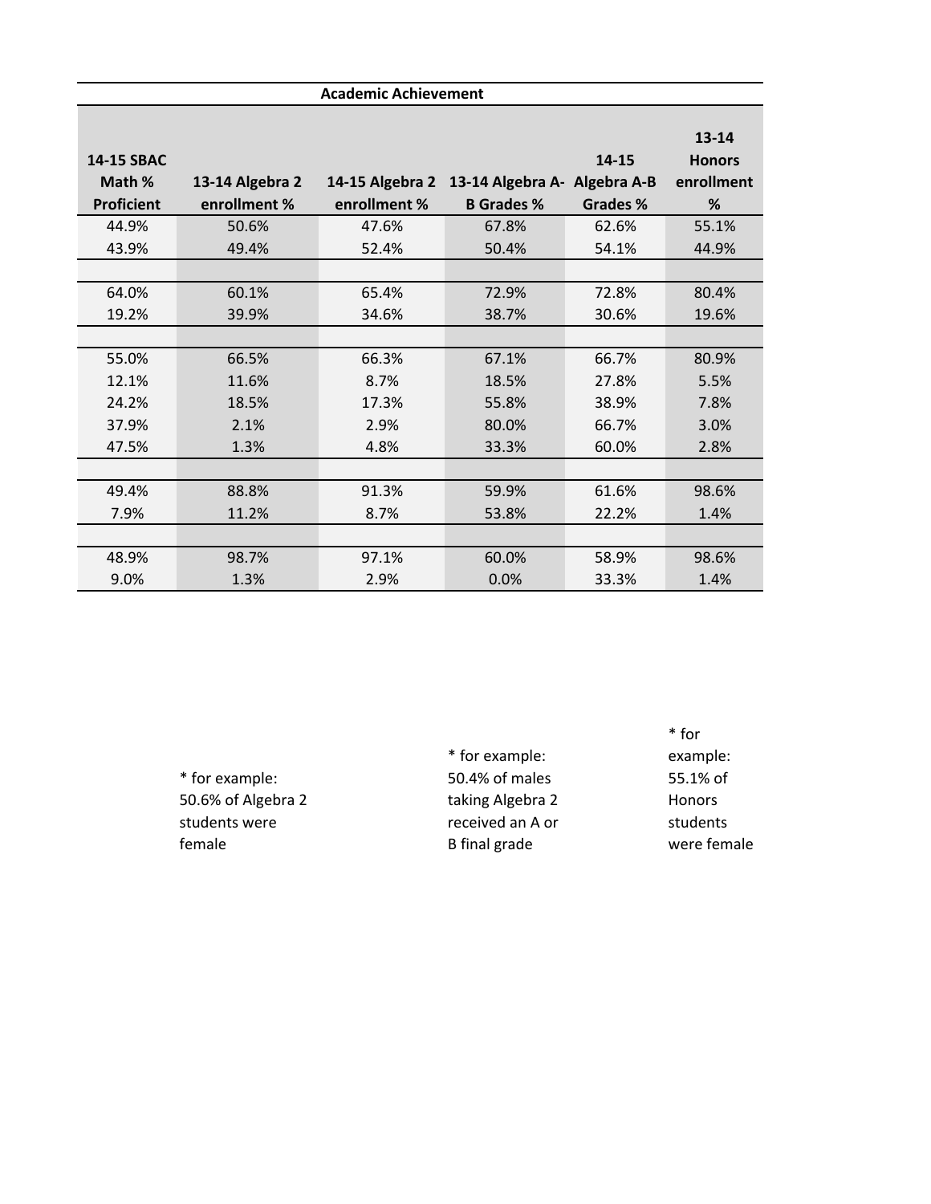| Academic Achievement | | | | | |
|---|---|---|---|---|---|
| 14-15 SBAC Math % Proficient | 13-14 Algebra 2 enrollment % | 14-15 Algebra 2 enrollment % | 13-14 Algebra A-B Grades % | 14-15 Algebra A-B Grades % | 13-14 Honors enrollment % |
| 44.9% | 50.6% | 47.6% | 67.8% | 62.6% | 55.1% |
| 43.9% | 49.4% | 52.4% | 50.4% | 54.1% | 44.9% |
| | | | | | |
| 64.0% | 60.1% | 65.4% | 72.9% | 72.8% | 80.4% |
| 19.2% | 39.9% | 34.6% | 38.7% | 30.6% | 19.6% |
| | | | | | |
| 55.0% | 66.5% | 66.3% | 67.1% | 66.7% | 80.9% |
| 12.1% | 11.6% | 8.7% | 18.5% | 27.8% | 5.5% |
| 24.2% | 18.5% | 17.3% | 55.8% | 38.9% | 7.8% |
| 37.9% | 2.1% | 2.9% | 80.0% | 66.7% | 3.0% |
| 47.5% | 1.3% | 4.8% | 33.3% | 60.0% | 2.8% |
| | | | | | |
| 49.4% | 88.8% | 91.3% | 59.9% | 61.6% | 98.6% |
| 7.9% | 11.2% | 8.7% | 53.8% | 22.2% | 1.4% |
| | | | | | |
| 48.9% | 98.7% | 97.1% | 60.0% | 58.9% | 98.6% |
| 9.0% | 1.3% | 2.9% | 0.0% | 33.3% | 1.4% |

* for example: 50.6% of Algebra 2 students were female

* for example: 50.4% of males taking Algebra 2 received an A or B final grade

* for example: 55.1% of Honors students were female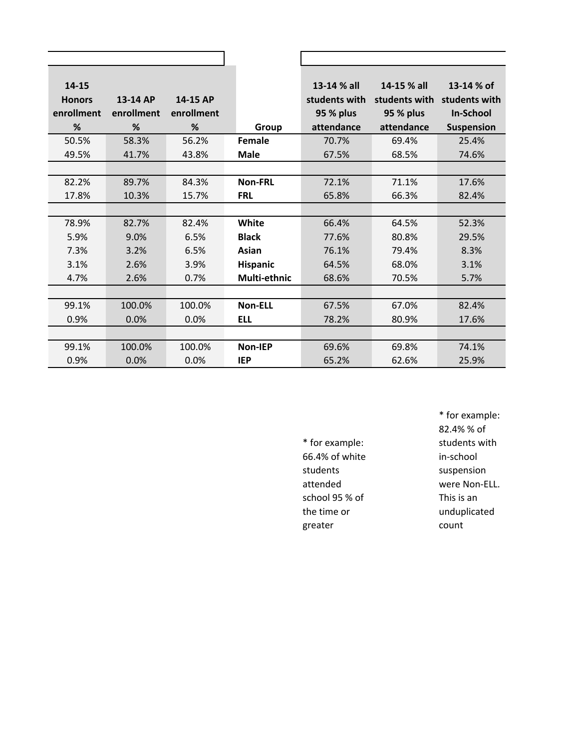| 14-15 Honors enrollment % | 13-14 AP enrollment % | 14-15 AP enrollment % | Group | 13-14 % all students with 95 % plus attendance | 14-15 % all students with 95 % plus attendance | 13-14 % of students with In-School Suspension |
|---|---|---|---|---|---|---|
| 50.5% | 58.3% | 56.2% | **Female** | 70.7% | 69.4% | 25.4% |
| 49.5% | 41.7% | 43.8% | **Male** | 67.5% | 68.5% | 74.6% |
| | | | | | | |
| 82.2% | 89.7% | 84.3% | **Non-FRL** | 72.1% | 71.1% | 17.6% |
| 17.8% | 10.3% | 15.7% | **FRL** | 65.8% | 66.3% | 82.4% |
| | | | | | | |
| 78.9% | 82.7% | 82.4% | **White** | 66.4% | 64.5% | 52.3% |
| 5.9% | 9.0% | 6.5% | **Black** | 77.6% | 80.8% | 29.5% |
| 7.3% | 3.2% | 6.5% | **Asian** | 76.1% | 79.4% | 8.3% |
| 3.1% | 2.6% | 3.9% | **Hispanic** | 64.5% | 68.0% | 3.1% |
| 4.7% | 2.6% | 0.7% | **Multi-ethnic** | 68.6% | 70.5% | 5.7% |
| | | | | | | |
| 99.1% | 100.0% | 100.0% | **Non-ELL** | 67.5% | 67.0% | 82.4% |
| 0.9% | 0.0% | 0.0% | **ELL** | 78.2% | 80.9% | 17.6% |
| | | | | | | |
| 99.1% | 100.0% | 100.0% | **Non-IEP** | 69.6% | 69.8% | 74.1% |
| 0.9% | 0.0% | 0.0% | **IEP** | 65.2% | 62.6% | 25.9% |

* for example: 66.4% of white students attended school 95 % of the time or greater

* for example: 82.4% % of students with in-school suspension were Non-ELL. This is an unduplicated count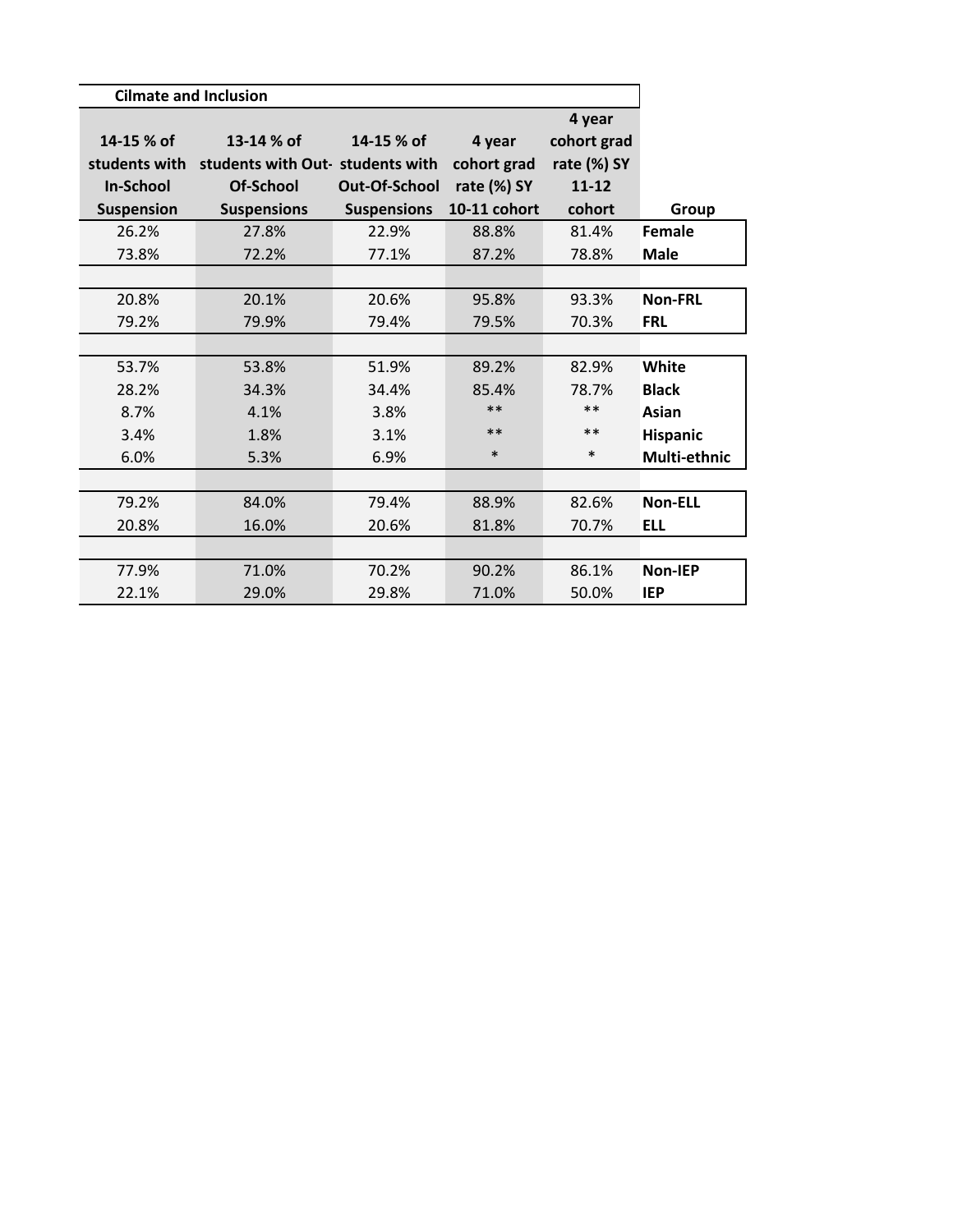| Cilmate and Inclusion | | | | | |
|---|---|---|---|---|---|
| 14-15 % of students with In-School Suspension | 13-14 % of students with Out-Of-School Suspensions | 14-15 % of students with Out-Of-School Suspensions | 4 year cohort grad rate (%) SY 10-11 cohort | 4 year cohort grad rate (%) SY 11-12 cohort | Group |
| 26.2% | 27.8% | 22.9% | 88.8% | 81.4% | **Female** |
| 73.8% | 72.2% | 77.1% | 87.2% | 78.8% | **Male** |
| | | | | | |
| 20.8% | 20.1% | 20.6% | 95.8% | 93.3% | **Non-FRL** |
| 79.2% | 79.9% | 79.4% | 79.5% | 70.3% | **FRL** |
| | | | | | |
| 53.7% | 53.8% | 51.9% | 89.2% | 82.9% | **White** |
| 28.2% | 34.3% | 34.4% | 85.4% | 78.7% | **Black** |
| 8.7% | 4.1% | 3.8% | ** | ** | **Asian** |
| 3.4% | 1.8% | 3.1% | ** | ** | **Hispanic** |
| 6.0% | 5.3% | 6.9% | * | * | **Multi-ethnic** |
| | | | | | |
| 79.2% | 84.0% | 79.4% | 88.9% | 82.6% | **Non-ELL** |
| 20.8% | 16.0% | 20.6% | 81.8% | 70.7% | **ELL** |
| | | | | | |
| 77.9% | 71.0% | 70.2% | 90.2% | 86.1% | **Non-IEP** |
| 22.1% | 29.0% | 29.8% | 71.0% | 50.0% | **IEP** |